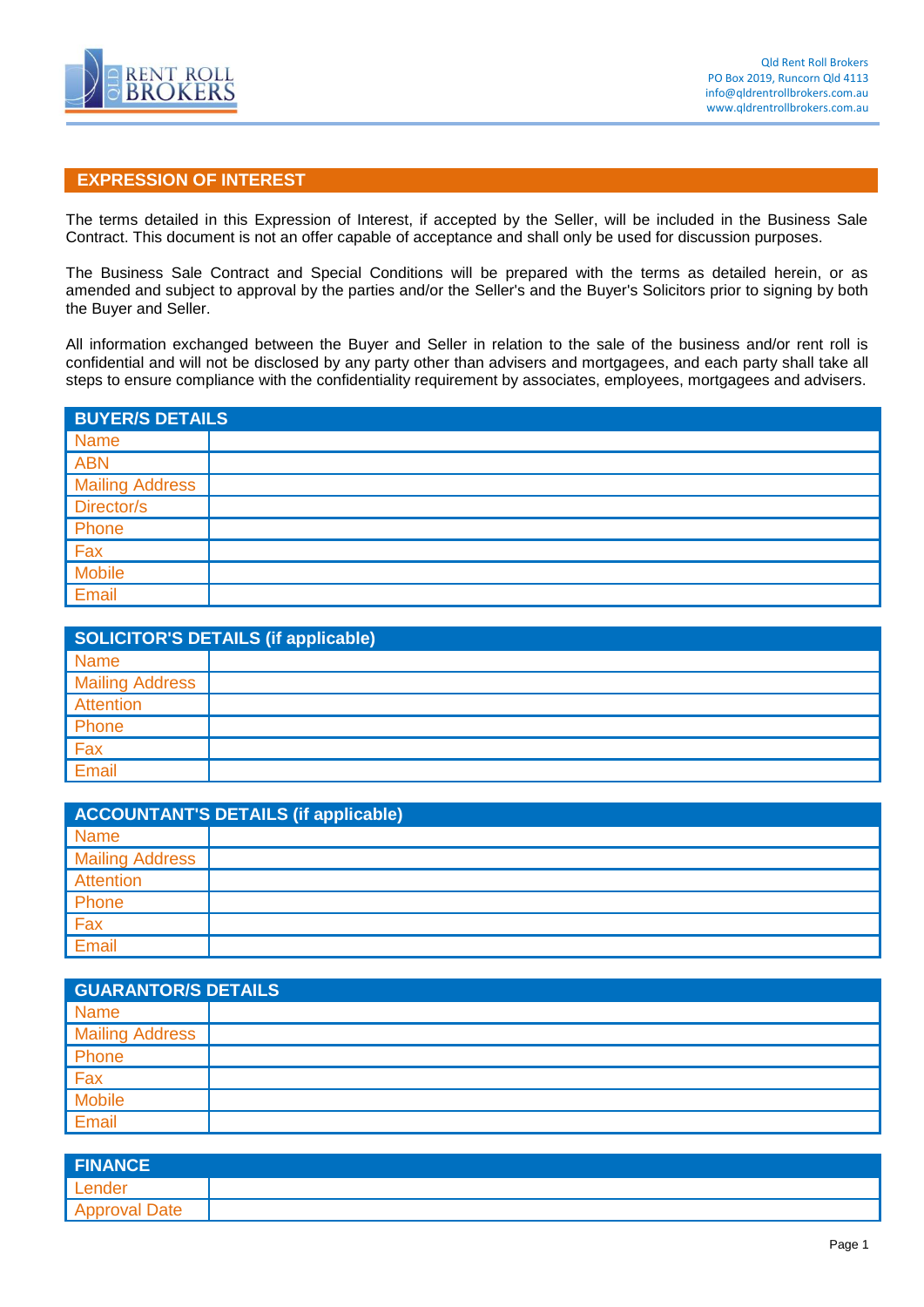Qld Rent Roll Brokers
PO Box 2019, Runcorn Qld 4113
info@qldrentrollbrokers.com.au
www.qldrentrollbrokers.com.au

## EXPRESSION OF INTEREST

The terms detailed in this Expression of Interest, if accepted by the Seller, will be included in the Business Sale Contract. This document is not an offer capable of acceptance and shall only be used for discussion purposes.

The Business Sale Contract and Special Conditions will be prepared with the terms as detailed herein, or as amended and subject to approval by the parties and/or the Seller's and the Buyer's Solicitors prior to signing by both the Buyer and Seller.

All information exchanged between the Buyer and Seller in relation to the sale of the business and/or rent roll is confidential and will not be disclosed by any party other than advisers and mortgagees, and each party shall take all steps to ensure compliance with the confidentiality requirement by associates, employees, mortgagees and advisers.

| BUYER/S DETAILS | |
|---|---|
| Name | |
| ABN | |
| Mailing Address | |
| Director/s | |
| Phone | |
| Fax | |
| Mobile | |
| Email | |

| SOLICITOR'S DETAILS (if applicable) | |
|---|---|
| Name | |
| Mailing Address | |
| Attention | |
| Phone | |
| Fax | |
| Email | |

| ACCOUNTANT'S DETAILS (if applicable) | |
|---|---|
| Name | |
| Mailing Address | |
| Attention | |
| Phone | |
| Fax | |
| Email | |

| GUARANTOR/S DETAILS | |
|---|---|
| Name | |
| Mailing Address | |
| Phone | |
| Fax | |
| Mobile | |
| Email | |

| FINANCE | |
|---|---|
| Lender | |
| Approval Date | |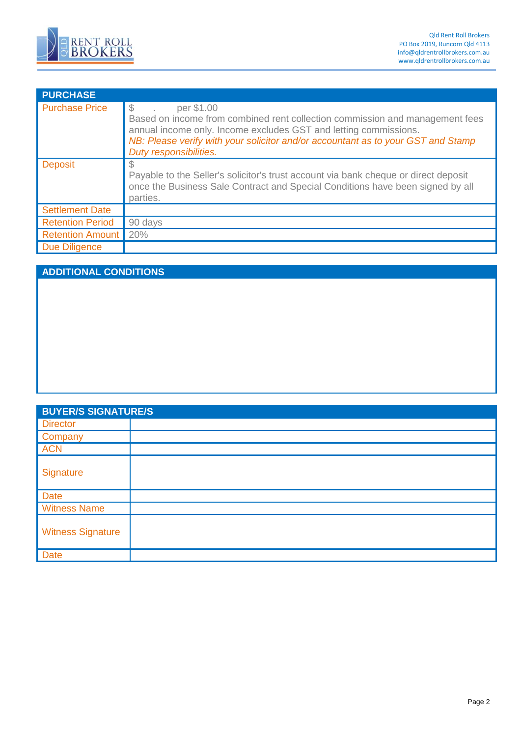| PURCHASE | |
|---|---|
| Purchase Price | $ . per $1.00<br>Based on income from combined rent collection commission and management fees annual income only. Income excludes GST and letting commissions.<br>*NB: Please verify with your solicitor and/or accountant as to your GST and Stamp Duty responsibilities.* |
| Deposit | $<br>Payable to the Seller's solicitor's trust account via bank cheque or direct deposit once the Business Sale Contract and Special Conditions have been signed by all parties. |
| Settlement Date | |
| Retention Period | 90 days |
| Retention Amount | 20% |
| Due Diligence | |

## ADDITIONAL CONDITIONS

| BUYER/S SIGNATURE/S | |
|---|---|
| Director | |
| Company | |
| ACN | |
| Signature | |
| Date | |
| Witness Name | |
| Witness Signature | |
| Date | |